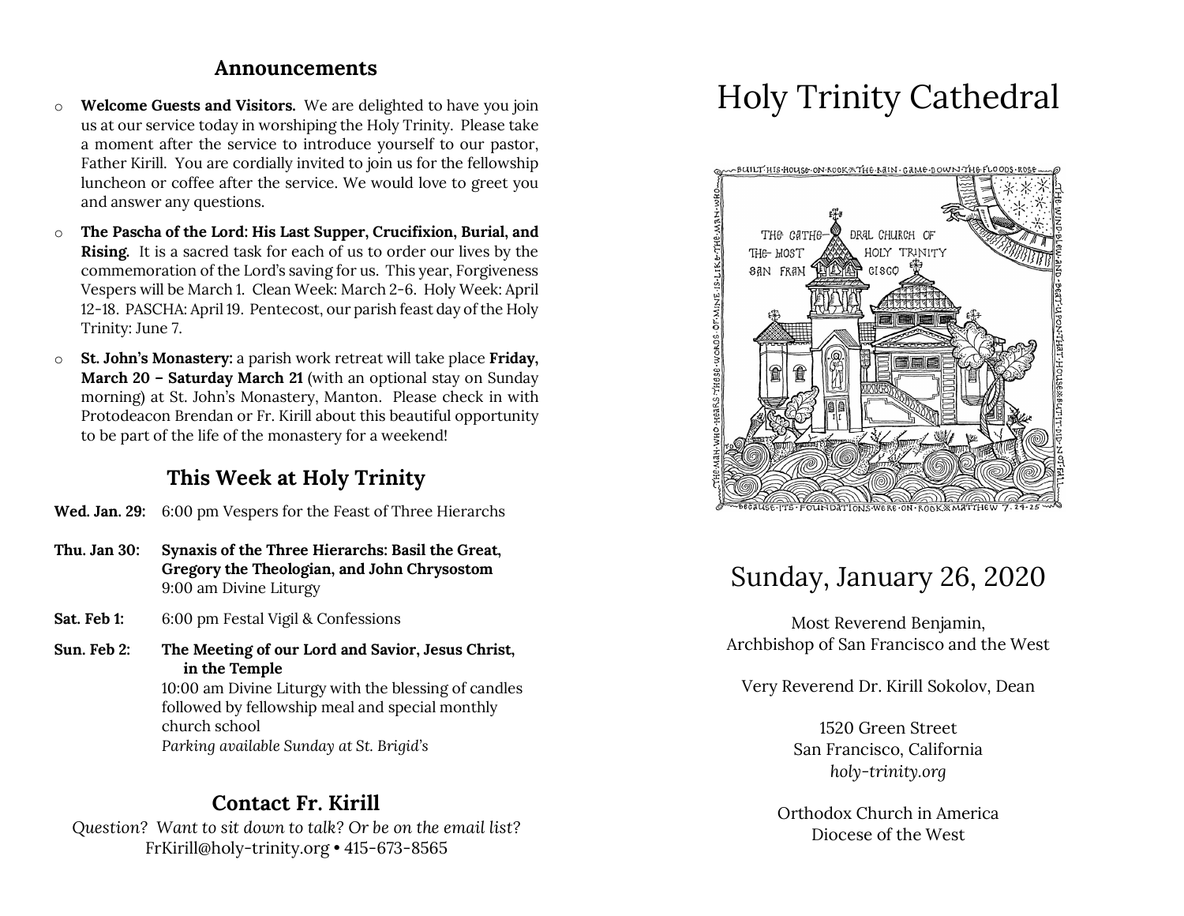## Announcements

- **Welcome Guests and Visitors.** We are delighted to have you join us at our service today in worshiping the Holy Trinity. Please take a moment after the service to introduce yourself to our pastor, Father Kirill. You are cordially invited to join us for the fellowship luncheon or coffee after the service. We would love to greet you and answer any questions.
- **The Pascha of the Lord: His Last Supper, Crucifixion, Burial, and Rising.** It is a sacred task for each of us to order our lives by the commemoration of the Lord's saving for us. This year, Forgiveness Vespers will be March 1. Clean Week: March 2-6. Holy Week: April 12-18. PASCHA: April 19. Pentecost, our parish feast day of the Holy Trinity: June 7.
- **St. John's Monastery:** a parish work retreat will take place **Friday, March 20 – Saturday March 21** (with an optional stay on Sunday morning) at St. John's Monastery, Manton. Please check in with Protodeacon Brendan or Fr. Kirill about this beautiful opportunity to be part of the life of the monastery for a weekend!

## This Week at Holy Trinity

**Wed. Jan. 29:** 6:00 pm Vespers for the Feast of Three Hierarchs

**Thu. Jan 30:** **Synaxis of the Three Hierarchs: Basil the Great, Gregory the Theologian, and John Chrysostom**
9:00 am Divine Liturgy

**Sat. Feb 1:** 6:00 pm Festal Vigil & Confessions

**Sun. Feb 2:** **The Meeting of our Lord and Savior, Jesus Christ, in the Temple**
10:00 am Divine Liturgy with the blessing of candles followed by fellowship meal and special monthly church school
*Parking available Sunday at St. Brigid's*

## Contact Fr. Kirill

*Question? Want to sit down to talk? Or be on the email list?*
FrKirill@holy-trinity.org • 415-673-8565

# Holy Trinity Cathedral

## Sunday, January 26, 2020

Most Reverend Benjamin,
Archbishop of San Francisco and the West

Very Reverend Dr. Kirill Sokolov, Dean

1520 Green Street
San Francisco, California
*holy-trinity.org*

Orthodox Church in America
Diocese of the West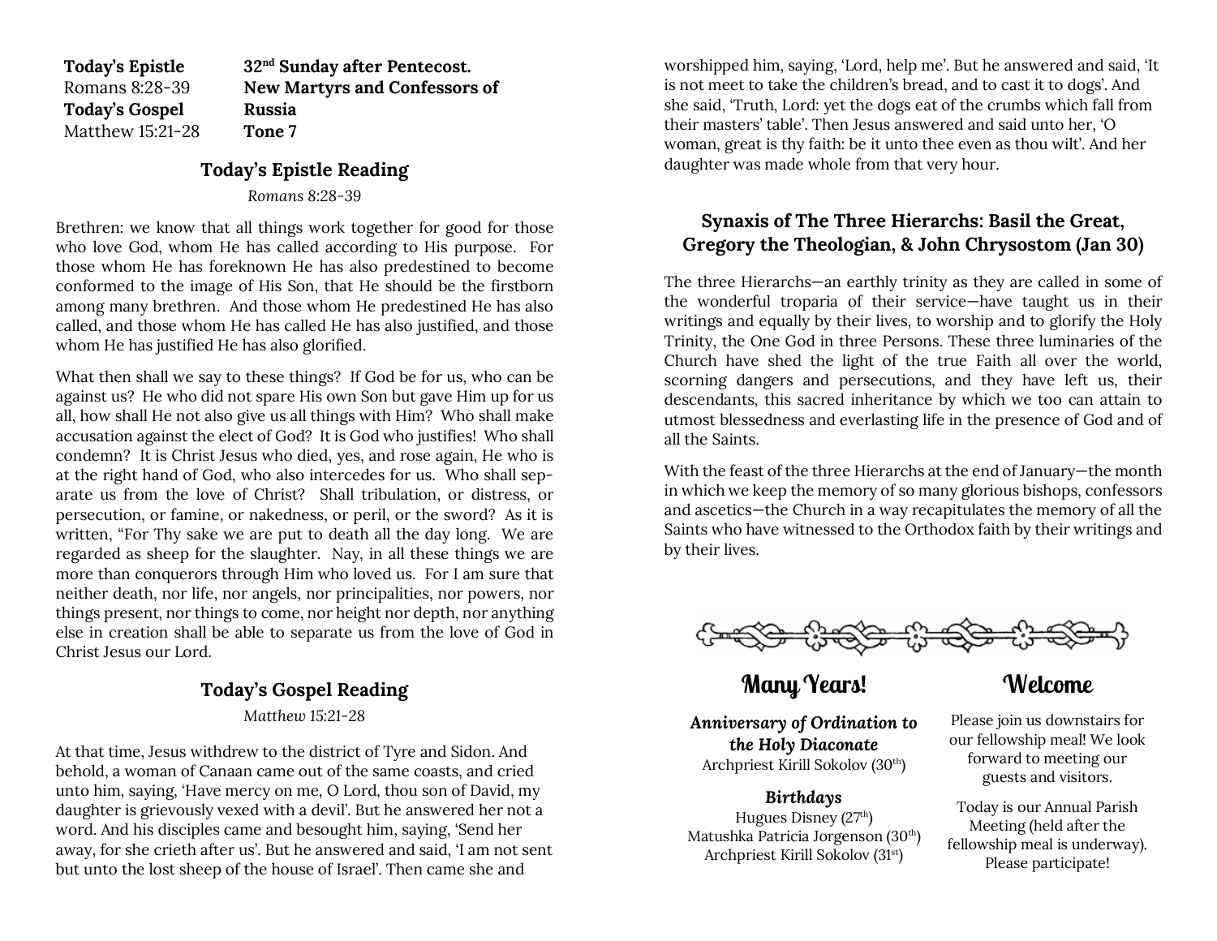| | |
|---|---|
| **Today's Epistle** | **32nd Sunday after Pentecost.** |
| Romans 8:28-39 | **New Martyrs and Confessors of** |
| **Today's Gospel** | **Russia** |
| Matthew 15:21-28 | **Tone 7** |

## Today's Epistle Reading

*Romans 8:28-39*

Brethren: we know that all things work together for good for those who love God, whom He has called according to His purpose. For those whom He has foreknown He has also predestined to become conformed to the image of His Son, that He should be the firstborn among many brethren. And those whom He predestined He has also called, and those whom He has called He has also justified, and those whom He has justified He has also glorified.

What then shall we say to these things? If God be for us, who can be against us? He who did not spare His own Son but gave Him up for us all, how shall He not also give us all things with Him? Who shall make accusation against the elect of God? It is God who justifies! Who shall condemn? It is Christ Jesus who died, yes, and rose again, He who is at the right hand of God, who also intercedes for us. Who shall separate us from the love of Christ? Shall tribulation, or distress, or persecution, or famine, or nakedness, or peril, or the sword? As it is written, "For Thy sake we are put to death all the day long. We are regarded as sheep for the slaughter. Nay, in all these things we are more than conquerors through Him who loved us. For I am sure that neither death, nor life, nor angels, nor principalities, nor powers, nor things present, nor things to come, nor height nor depth, nor anything else in creation shall be able to separate us from the love of God in Christ Jesus our Lord.

## Today's Gospel Reading

*Matthew 15:21-28*

At that time, Jesus withdrew to the district of Tyre and Sidon. And behold, a woman of Canaan came out of the same coasts, and cried unto him, saying, 'Have mercy on me, O Lord, thou son of David, my daughter is grievously vexed with a devil'. But he answered her not a word. And his disciples came and besought him, saying, 'Send her away, for she crieth after us'. But he answered and said, 'I am not sent but unto the lost sheep of the house of Israel'. Then came she and worshipped him, saying, 'Lord, help me'. But he answered and said, 'It is not meet to take the children's bread, and to cast it to dogs'. And she said, 'Truth, Lord: yet the dogs eat of the crumbs which fall from their masters' table'. Then Jesus answered and said unto her, 'O woman, great is thy faith: be it unto thee even as thou wilt'. And her daughter was made whole from that very hour.

## Synaxis of The Three Hierarchs: Basil the Great, Gregory the Theologian, & John Chrysostom (Jan 30)

The three Hierarchs—an earthly trinity as they are called in some of the wonderful troparia of their service—have taught us in their writings and equally by their lives, to worship and to glorify the Holy Trinity, the One God in three Persons. These three luminaries of the Church have shed the light of the true Faith all over the world, scorning dangers and persecutions, and they have left us, their descendants, this sacred inheritance by which we too can attain to utmost blessedness and everlasting life in the presence of God and of all the Saints.

With the feast of the three Hierarchs at the end of January—the month in which we keep the memory of so many glorious bishops, confessors and ascetics—the Church in a way recapitulates the memory of all the Saints who have witnessed to the Orthodox faith by their writings and by their lives.

## Many Years!

***Anniversary of Ordination to the Holy Diaconate***
Archpriest Kirill Sokolov (30th)

***Birthdays***
Hugues Disney (27th)
Matushka Patricia Jorgenson (30th)
Archpriest Kirill Sokolov (31st)

## Welcome

Please join us downstairs for our fellowship meal! We look forward to meeting our guests and visitors.

Today is our Annual Parish Meeting (held after the fellowship meal is underway). Please participate!